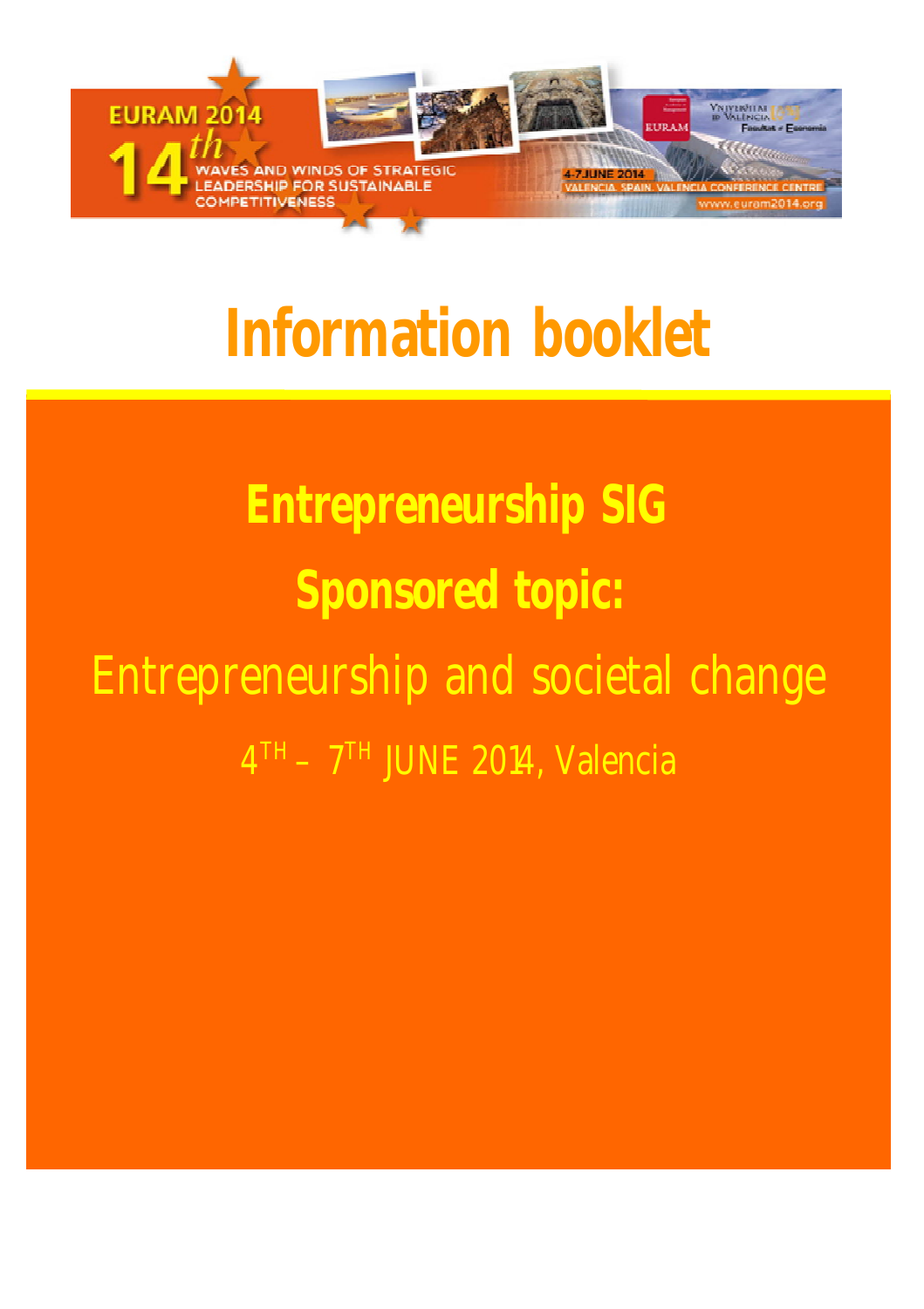# Information booklet

## Entrepreneurship SIG

## Sponsored topic:

Entrepreneurship and societal change

$4^{TH}$ – $7^{TH}$ JUNE 2014, Valencia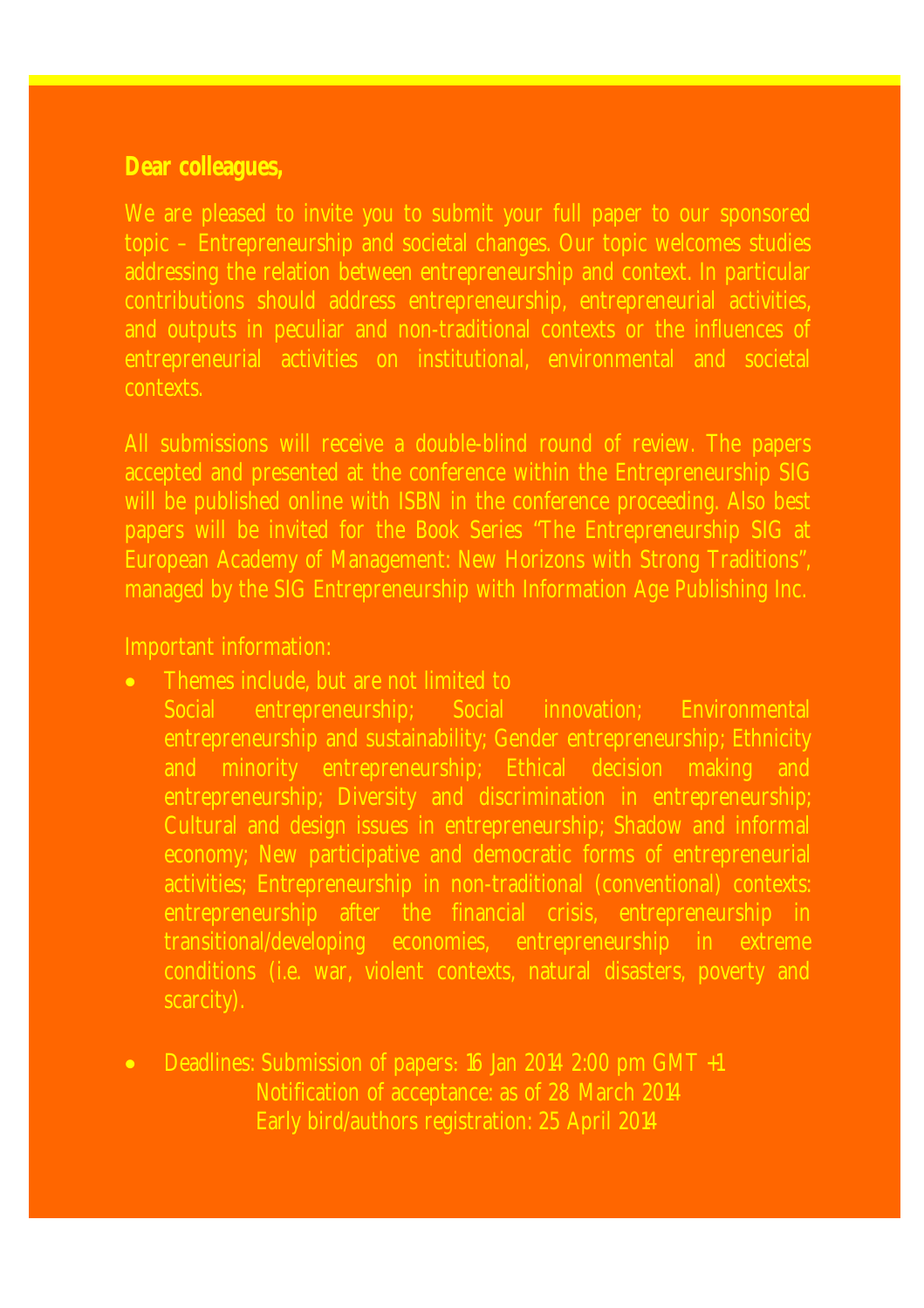**Dear colleagues,**

We are pleased to invite you to submit your full paper to our sponsored topic – Entrepreneurship and societal changes. Our topic welcomes studies addressing the relation between entrepreneurship and context. In particular contributions should address entrepreneurship, entrepreneurial activities, and outputs in peculiar and non-traditional contexts or the influences of entrepreneurial activities on institutional, environmental and societal contexts.

All submissions will receive a double-blind round of review. The papers accepted and presented at the conference within the Entrepreneurship SIG will be published online with ISBN in the conference proceeding. Also best papers will be invited for the Book Series "The Entrepreneurship SIG at European Academy of Management: New Horizons with Strong Traditions", managed by the SIG Entrepreneurship with Information Age Publishing Inc.

Important information:

- Themes include, but are not limited to
  Social entrepreneurship; Social innovation; Environmental entrepreneurship and sustainability; Gender entrepreneurship; Ethnicity and minority entrepreneurship; Ethical decision making and entrepreneurship; Diversity and discrimination in entrepreneurship; Cultural and design issues in entrepreneurship; Shadow and informal economy; New participative and democratic forms of entrepreneurial activities; Entrepreneurship in non-traditional (conventional) contexts: entrepreneurship after the financial crisis, entrepreneurship in transitional/developing economies, entrepreneurship in extreme conditions (i.e. war, violent contexts, natural disasters, poverty and scarcity).

- Deadlines: Submission of papers: 16 Jan 2014 2:00 pm GMT +1
  Notification of acceptance: as of 28 March 2014
  Early bird/authors registration: 25 April 2014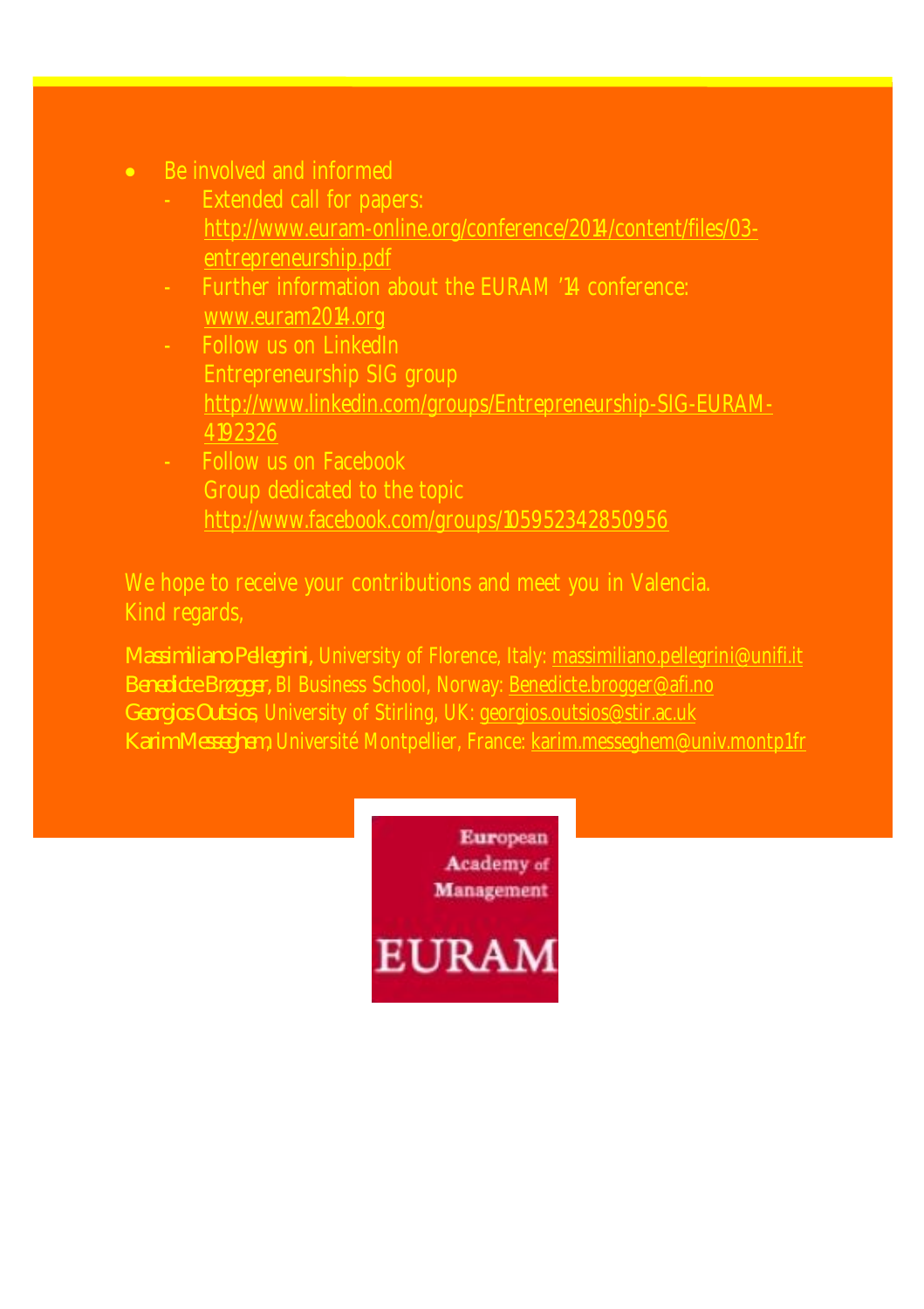- Be involved and informed
  - Extended call for papers: http://www.euram-online.org/conference/2014/content/files/03-entrepreneurship.pdf
  - Further information about the EURAM '14 conference: www.euram2014.org
  - Follow us on LinkedIn
    Entrepreneurship SIG group
    http://www.linkedin.com/groups/Entrepreneurship-SIG-EURAM-4192326
  - Follow us on Facebook
    Group dedicated to the topic
    http://www.facebook.com/groups/105952342850956

We hope to receive your contributions and meet you in Valencia.
Kind regards,

Massimiliano Pellegrini, University of Florence, Italy: massimiliano.pellegrini@unifi.it
Benedicte Brøgger, BI Business School, Norway: Benedicte.brogger@afi.no
Georgios Outsios, University of Stirling, UK: georgios.outsios@stir.ac.uk
Karim Messeghem, Université Montpellier, France: karim.messeghem@univ.montp1.fr

European Academy of Management
EURAM